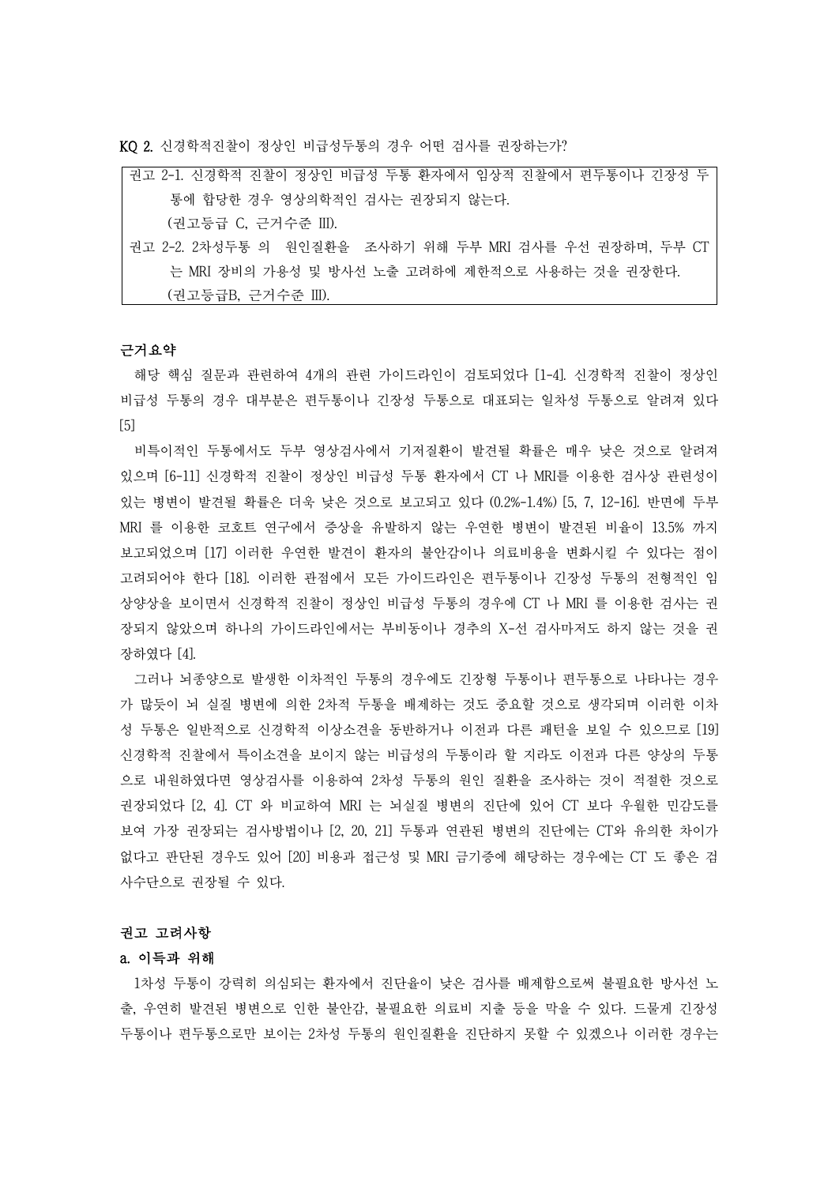KQ 2. 신경학적진찰이 정상인 비급성두통의 경우 어떤 검사를 권장하는가?

> 권고 2-1. 신경학적 진찰이 정상인 비급성 두통 환자에서 임상적 진찰에서 편두통이나 긴장성 두통에 합당한 경우 영상의학적인 검사는 권장되지 않는다.
> (권고등급 C, 근거수준 III).
>
> 권고 2-2. 2차성두통 의 원인질환을 조사하기 위해 두부 MRI 검사를 우선 권장하며, 두부 CT 는 MRI 장비의 가용성 및 방사선 노출 고려하에 제한적으로 사용하는 것을 권장한다.
> (권고등급B, 근거수준 III).

**근거요약**

해당 핵심 질문과 관련하여 4개의 관련 가이드라인이 검토되었다 [1-4]. 신경학적 진찰이 정상인 비급성 두통의 경우 대부분은 편두통이나 긴장성 두통으로 대표되는 일차성 두통으로 알려져 있다 [5]

비특이적인 두통에서도 두부 영상검사에서 기저질환이 발견될 확률은 매우 낮은 것으로 알려져 있으며 [6-11] 신경학적 진찰이 정상인 비급성 두통 환자에서 CT 나 MRI를 이용한 검사상 관련성이 있는 병변이 발견될 확률은 더욱 낮은 것으로 보고되고 있다 (0.2%-1.4%) [5, 7, 12-16]. 반면에 두부 MRI 를 이용한 코호트 연구에서 증상을 유발하지 않는 우연한 병변이 발견된 비율이 13.5% 까지 보고되었으며 [17] 이러한 우연한 발견이 환자의 불안감이나 의료비용을 변화시킬 수 있다는 점이 고려되어야 한다 [18]. 이러한 관점에서 모든 가이드라인은 편두통이나 긴장성 두통의 전형적인 임상양상을 보이면서 신경학적 진찰이 정상인 비급성 두통의 경우에 CT 나 MRI 를 이용한 검사는 권장되지 않았으며 하나의 가이드라인에서는 부비동이나 경추의 X-선 검사마저도 하지 않는 것을 권장하였다 [4].

그러나 뇌종양으로 발생한 이차적인 두통의 경우에도 긴장형 두통이나 편두통으로 나타나는 경우가 많듯이 뇌 실질 병변에 의한 2차적 두통을 배제하는 것도 중요할 것으로 생각되며 이러한 이차성 두통은 일반적으로 신경학적 이상소견을 동반하거나 이전과 다른 패턴을 보일 수 있으므로 [19] 신경학적 진찰에서 특이소견을 보이지 않는 비급성의 두통이라 할 지라도 이전과 다른 양상의 두통으로 내원하였다면 영상검사를 이용하여 2차성 두통의 원인 질환을 조사하는 것이 적절한 것으로 권장되었다 [2, 4]. CT 와 비교하여 MRI 는 뇌실질 병변의 진단에 있어 CT 보다 우월한 민감도를 보여 가장 권장되는 검사방법이나 [2, 20, 21] 두통과 연관된 병변의 진단에는 CT와 유의한 차이가 없다고 판단된 경우도 있어 [20] 비용과 접근성 및 MRI 금기증에 해당하는 경우에는 CT 도 좋은 검사수단으로 권장될 수 있다.

**권고 고려사항**

**a. 이득과 위해**

1차성 두통이 강력히 의심되는 환자에서 진단율이 낮은 검사를 배제함으로써 불필요한 방사선 노출, 우연히 발견된 병변으로 인한 불안감, 불필요한 의료비 지출 등을 막을 수 있다. 드물게 긴장성 두통이나 편두통으로만 보이는 2차성 두통의 원인질환을 진단하지 못할 수 있겠으나 이러한 경우는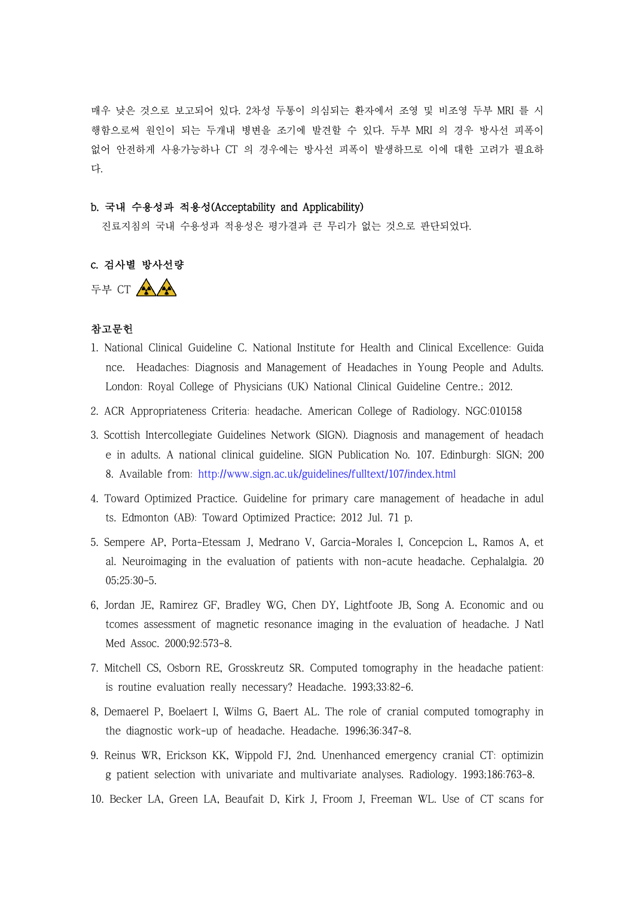매우 낮은 것으로 보고되어 있다. 2차성 두통이 의심되는 환자에서 조영 및 비조영 두부 MRI 를 시행함으로써 원인이 되는 두개내 병변을 조기에 발견할 수 있다. 두부 MRI 의 경우 방사선 피폭이 없어 안전하게 사용가능하나 CT 의 경우에는 방사선 피폭이 발생하므로 이에 대한 고려가 필요하다.

**b. 국내 수용성과 적용성(Acceptability and Applicability)**

진료지침의 국내 수용성과 적용성은 평가결과 큰 무리가 없는 것으로 판단되었다.

**c. 검사별 방사선량**

두부 CT ☢☢

**참고문헌**

1. National Clinical Guideline C. National Institute for Health and Clinical Excellence: Guidance. Headaches: Diagnosis and Management of Headaches in Young People and Adults. London: Royal College of Physicians (UK) National Clinical Guideline Centre.; 2012.
2. ACR Appropriateness Criteria: headache. American College of Radiology. NGC:010158
3. Scottish Intercollegiate Guidelines Network (SIGN). Diagnosis and management of headache in adults. A national clinical guideline. SIGN Publication No. 107. Edinburgh: SIGN; 2008. Available from: http://www.sign.ac.uk/guidelines/fulltext/107/index.html
4. Toward Optimized Practice. Guideline for primary care management of headache in adults. Edmonton (AB): Toward Optimized Practice; 2012 Jul. 71 p.
5. Sempere AP, Porta-Etessam J, Medrano V, Garcia-Morales I, Concepcion L, Ramos A, et al. Neuroimaging in the evaluation of patients with non-acute headache. Cephalalgia. 2005;25:30-5.
6. Jordan JE, Ramirez GF, Bradley WG, Chen DY, Lightfoote JB, Song A. Economic and outcomes assessment of magnetic resonance imaging in the evaluation of headache. J Natl Med Assoc. 2000;92:573-8.
7. Mitchell CS, Osborn RE, Grosskreutz SR. Computed tomography in the headache patient: is routine evaluation really necessary? Headache. 1993;33:82-6.
8. Demaerel P, Boelaert I, Wilms G, Baert AL. The role of cranial computed tomography in the diagnostic work-up of headache. Headache. 1996;36:347-8.
9. Reinus WR, Erickson KK, Wippold FJ, 2nd. Unenhanced emergency cranial CT: optimizing patient selection with univariate and multivariate analyses. Radiology. 1993;186:763-8.
10. Becker LA, Green LA, Beaufait D, Kirk J, Froom J, Freeman WL. Use of CT scans for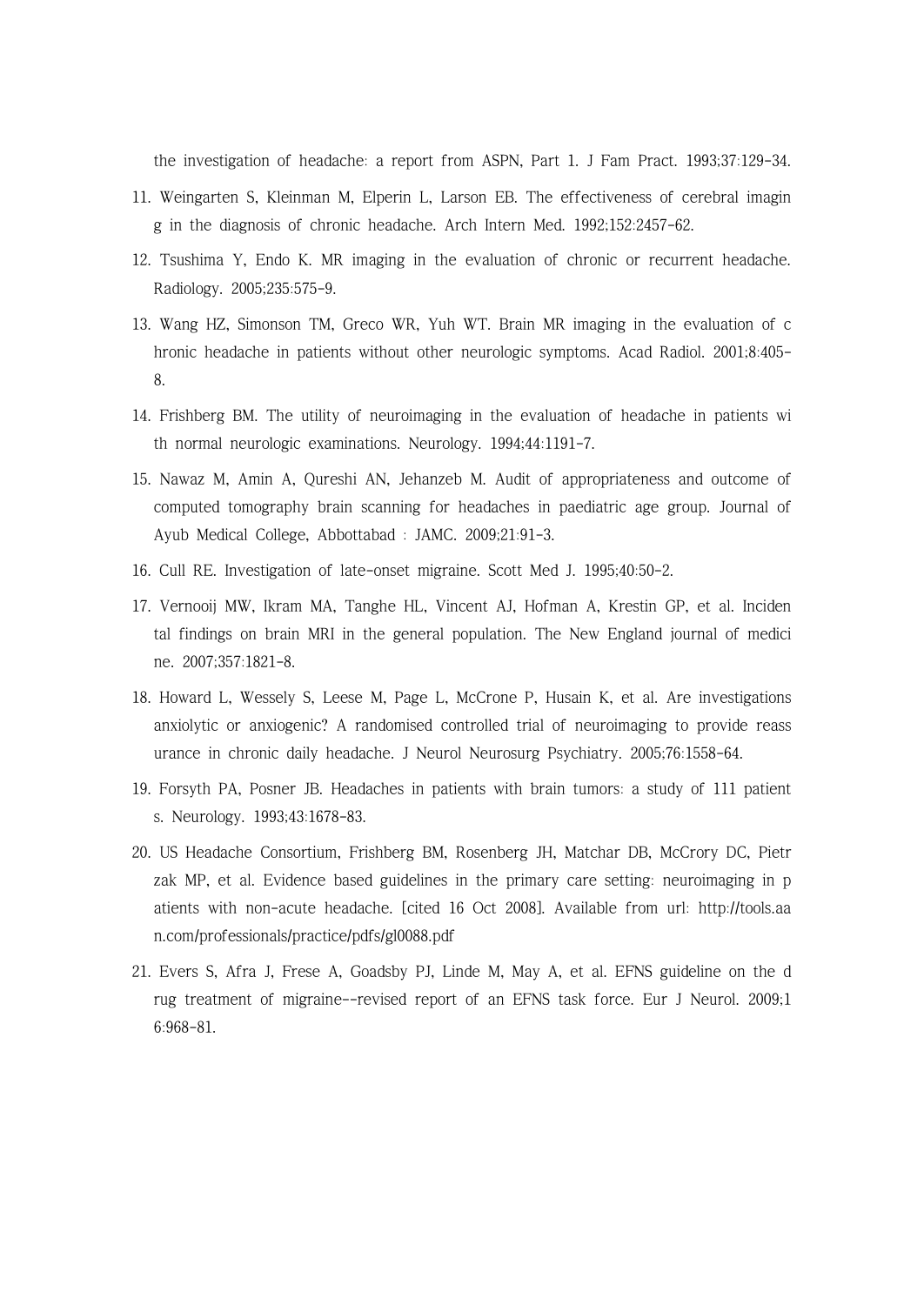the investigation of headache: a report from ASPN, Part 1. J Fam Pract. 1993;37:129-34.

11. Weingarten S, Kleinman M, Elperin L, Larson EB. The effectiveness of cerebral imaging in the diagnosis of chronic headache. Arch Intern Med. 1992;152:2457-62.

12. Tsushima Y, Endo K. MR imaging in the evaluation of chronic or recurrent headache. Radiology. 2005;235:575-9.

13. Wang HZ, Simonson TM, Greco WR, Yuh WT. Brain MR imaging in the evaluation of chronic headache in patients without other neurologic symptoms. Acad Radiol. 2001;8:405-8.

14. Frishberg BM. The utility of neuroimaging in the evaluation of headache in patients with normal neurologic examinations. Neurology. 1994;44:1191-7.

15. Nawaz M, Amin A, Qureshi AN, Jehanzeb M. Audit of appropriateness and outcome of computed tomography brain scanning for headaches in paediatric age group. Journal of Ayub Medical College, Abbottabad : JAMC. 2009;21:91-3.

16. Cull RE. Investigation of late-onset migraine. Scott Med J. 1995;40:50-2.

17. Vernooij MW, Ikram MA, Tanghe HL, Vincent AJ, Hofman A, Krestin GP, et al. Incidental findings on brain MRI in the general population. The New England journal of medicine. 2007;357:1821-8.

18. Howard L, Wessely S, Leese M, Page L, McCrone P, Husain K, et al. Are investigations anxiolytic or anxiogenic? A randomised controlled trial of neuroimaging to provide reassurance in chronic daily headache. J Neurol Neurosurg Psychiatry. 2005;76:1558-64.

19. Forsyth PA, Posner JB. Headaches in patients with brain tumors: a study of 111 patients. Neurology. 1993;43:1678-83.

20. US Headache Consortium, Frishberg BM, Rosenberg JH, Matchar DB, McCrory DC, Pietrzak MP, et al. Evidence based guidelines in the primary care setting: neuroimaging in patients with non-acute headache. [cited 16 Oct 2008]. Available from url: http://tools.aan.com/professionals/practice/pdfs/gl0088.pdf

21. Evers S, Afra J, Frese A, Goadsby PJ, Linde M, May A, et al. EFNS guideline on the drug treatment of migraine--revised report of an EFNS task force. Eur J Neurol. 2009;16:968-81.